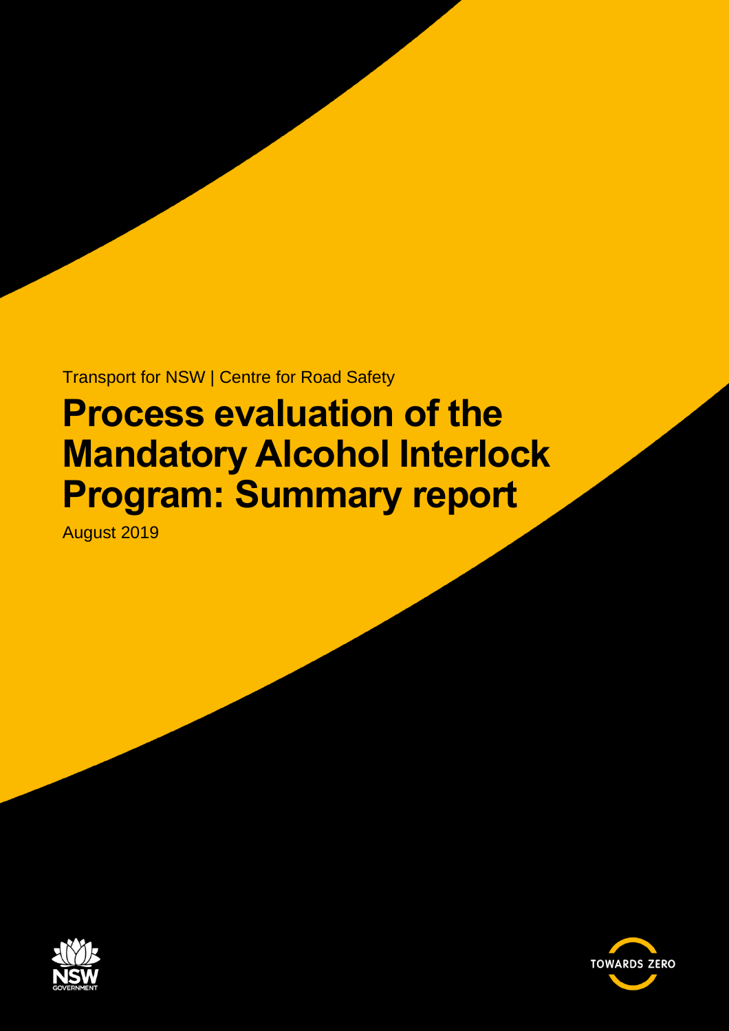Transport for NSW | Centre for Road Safety

# Process evaluation of the Mandatory Alcohol Interlock Program: Summary report

August 2019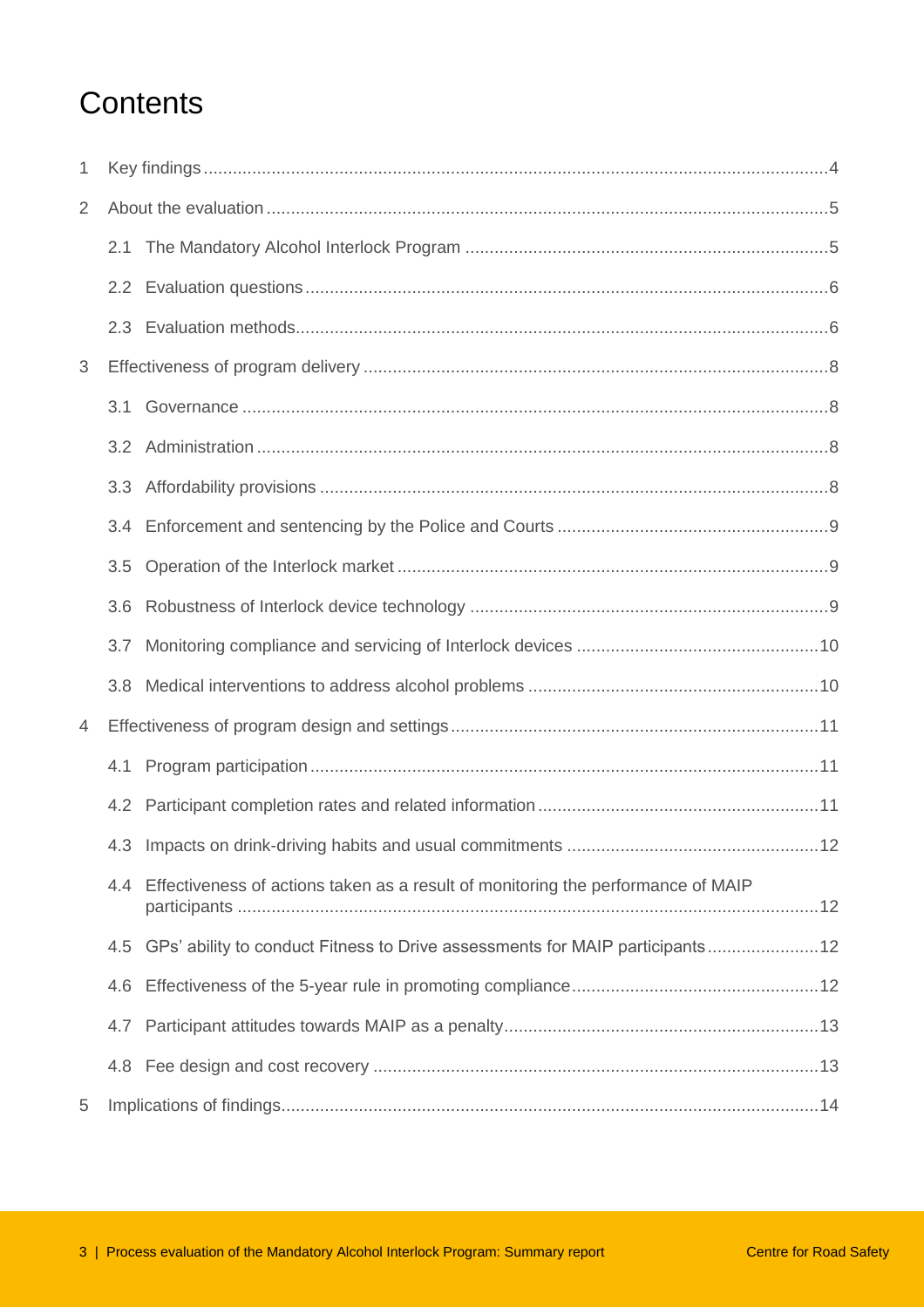# Contents

1 Key findings ............................................................................................................4

2 About the evaluation ................................................................................................5

  2.1 The Mandatory Alcohol Interlock Program ..........................................................5

  2.2 Evaluation questions ..........................................................................................6

  2.3 Evaluation methods............................................................................................6

3 Effectiveness of program delivery ..............................................................................8

  3.1 Governance ........................................................................................................8

  3.2 Administration .....................................................................................................8

  3.3 Affordability provisions ........................................................................................8

  3.4 Enforcement and sentencing by the Police and Courts ........................................9

  3.5 Operation of the Interlock market .........................................................................9

  3.6 Robustness of Interlock device technology ..........................................................9

  3.7 Monitoring compliance and servicing of Interlock devices ..................................10

  3.8 Medical interventions to address alcohol problems ............................................10

4 Effectiveness of program design and settings ...........................................................11

  4.1 Program participation ........................................................................................11

  4.2 Participant completion rates and related information ..........................................11

  4.3 Impacts on drink-driving habits and usual commitments ....................................12

  4.4 Effectiveness of actions taken as a result of monitoring the performance of MAIP participants .......................................................................................................12

  4.5 GPs' ability to conduct Fitness to Drive assessments for MAIP participants .......................12

  4.6 Effectiveness of the 5-year rule in promoting compliance...................................12

  4.7 Participant attitudes towards MAIP as a penalty................................................13

  4.8 Fee design and cost recovery ............................................................................13

5 Implications of findings.............................................................................................14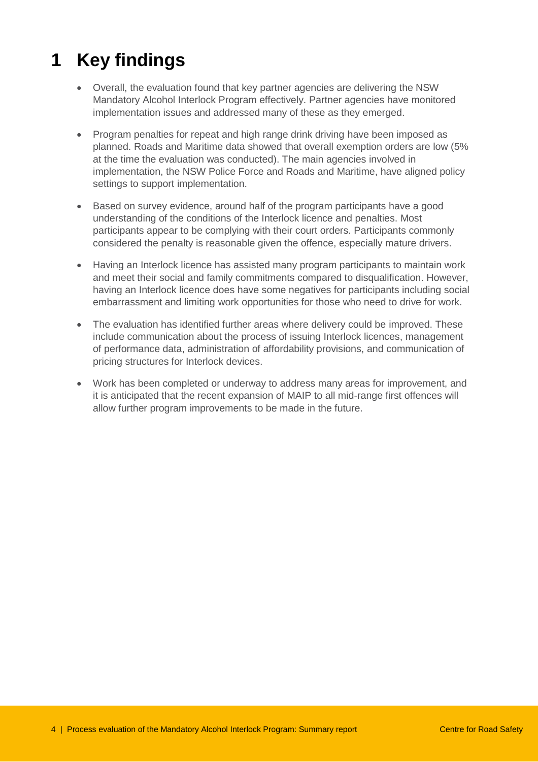# 1 Key findings

- Overall, the evaluation found that key partner agencies are delivering the NSW Mandatory Alcohol Interlock Program effectively. Partner agencies have monitored implementation issues and addressed many of these as they emerged.
- Program penalties for repeat and high range drink driving have been imposed as planned. Roads and Maritime data showed that overall exemption orders are low (5% at the time the evaluation was conducted). The main agencies involved in implementation, the NSW Police Force and Roads and Maritime, have aligned policy settings to support implementation.
- Based on survey evidence, around half of the program participants have a good understanding of the conditions of the Interlock licence and penalties. Most participants appear to be complying with their court orders. Participants commonly considered the penalty is reasonable given the offence, especially mature drivers.
- Having an Interlock licence has assisted many program participants to maintain work and meet their social and family commitments compared to disqualification. However, having an Interlock licence does have some negatives for participants including social embarrassment and limiting work opportunities for those who need to drive for work.
- The evaluation has identified further areas where delivery could be improved. These include communication about the process of issuing Interlock licences, management of performance data, administration of affordability provisions, and communication of pricing structures for Interlock devices.
- Work has been completed or underway to address many areas for improvement, and it is anticipated that the recent expansion of MAIP to all mid-range first offences will allow further program improvements to be made in the future.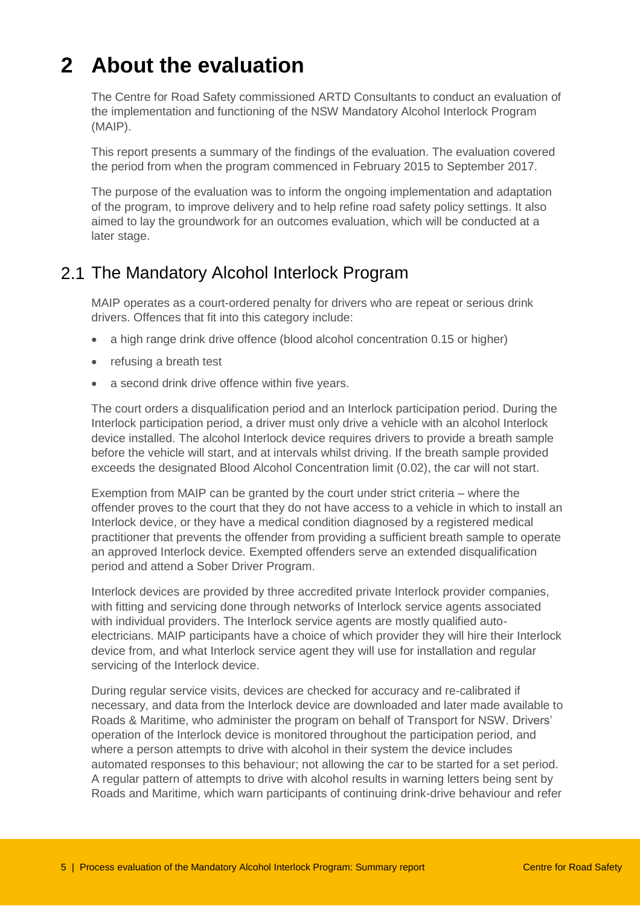# 2 About the evaluation

The Centre for Road Safety commissioned ARTD Consultants to conduct an evaluation of the implementation and functioning of the NSW Mandatory Alcohol Interlock Program (MAIP).

This report presents a summary of the findings of the evaluation. The evaluation covered the period from when the program commenced in February 2015 to September 2017.

The purpose of the evaluation was to inform the ongoing implementation and adaptation of the program, to improve delivery and to help refine road safety policy settings. It also aimed to lay the groundwork for an outcomes evaluation, which will be conducted at a later stage.

## 2.1 The Mandatory Alcohol Interlock Program

MAIP operates as a court-ordered penalty for drivers who are repeat or serious drink drivers. Offences that fit into this category include:

- a high range drink drive offence (blood alcohol concentration 0.15 or higher)
- refusing a breath test
- a second drink drive offence within five years.

The court orders a disqualification period and an Interlock participation period. During the Interlock participation period, a driver must only drive a vehicle with an alcohol Interlock device installed. The alcohol Interlock device requires drivers to provide a breath sample before the vehicle will start, and at intervals whilst driving. If the breath sample provided exceeds the designated Blood Alcohol Concentration limit (0.02), the car will not start.

Exemption from MAIP can be granted by the court under strict criteria – where the offender proves to the court that they do not have access to a vehicle in which to install an Interlock device, or they have a medical condition diagnosed by a registered medical practitioner that prevents the offender from providing a sufficient breath sample to operate an approved Interlock device. Exempted offenders serve an extended disqualification period and attend a Sober Driver Program.

Interlock devices are provided by three accredited private Interlock provider companies, with fitting and servicing done through networks of Interlock service agents associated with individual providers. The Interlock service agents are mostly qualified auto-electricians. MAIP participants have a choice of which provider they will hire their Interlock device from, and what Interlock service agent they will use for installation and regular servicing of the Interlock device.

During regular service visits, devices are checked for accuracy and re-calibrated if necessary, and data from the Interlock device are downloaded and later made available to Roads & Maritime, who administer the program on behalf of Transport for NSW. Drivers' operation of the Interlock device is monitored throughout the participation period, and where a person attempts to drive with alcohol in their system the device includes automated responses to this behaviour; not allowing the car to be started for a set period. A regular pattern of attempts to drive with alcohol results in warning letters being sent by Roads and Maritime, which warn participants of continuing drink-drive behaviour and refer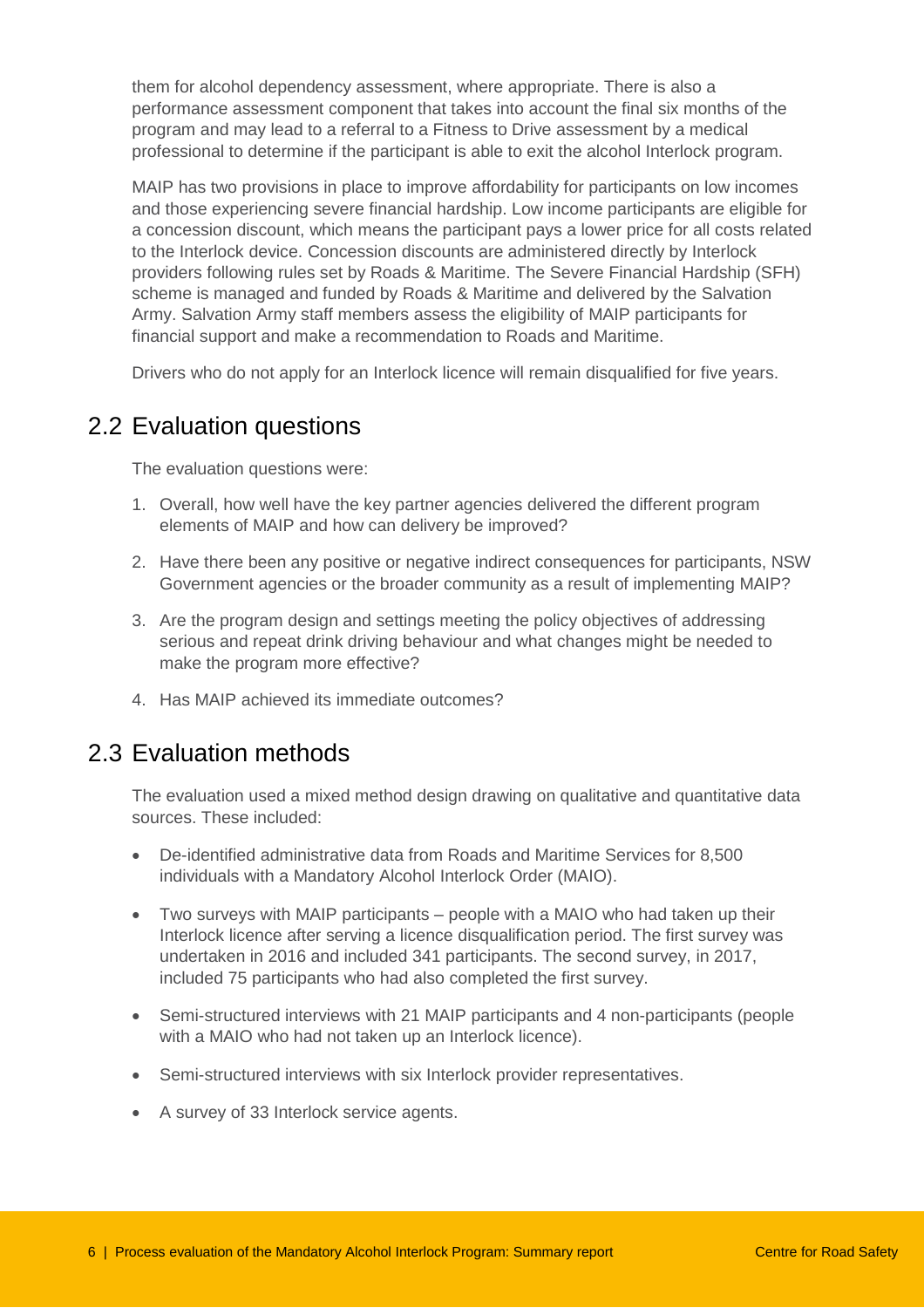them for alcohol dependency assessment, where appropriate. There is also a performance assessment component that takes into account the final six months of the program and may lead to a referral to a Fitness to Drive assessment by a medical professional to determine if the participant is able to exit the alcohol Interlock program.

MAIP has two provisions in place to improve affordability for participants on low incomes and those experiencing severe financial hardship. Low income participants are eligible for a concession discount, which means the participant pays a lower price for all costs related to the Interlock device. Concession discounts are administered directly by Interlock providers following rules set by Roads & Maritime. The Severe Financial Hardship (SFH) scheme is managed and funded by Roads & Maritime and delivered by the Salvation Army. Salvation Army staff members assess the eligibility of MAIP participants for financial support and make a recommendation to Roads and Maritime.

Drivers who do not apply for an Interlock licence will remain disqualified for five years.

## 2.2 Evaluation questions

The evaluation questions were:

1. Overall, how well have the key partner agencies delivered the different program elements of MAIP and how can delivery be improved?
2. Have there been any positive or negative indirect consequences for participants, NSW Government agencies or the broader community as a result of implementing MAIP?
3. Are the program design and settings meeting the policy objectives of addressing serious and repeat drink driving behaviour and what changes might be needed to make the program more effective?
4. Has MAIP achieved its immediate outcomes?

## 2.3 Evaluation methods

The evaluation used a mixed method design drawing on qualitative and quantitative data sources. These included:

- De-identified administrative data from Roads and Maritime Services for 8,500 individuals with a Mandatory Alcohol Interlock Order (MAIO).
- Two surveys with MAIP participants – people with a MAIO who had taken up their Interlock licence after serving a licence disqualification period. The first survey was undertaken in 2016 and included 341 participants. The second survey, in 2017, included 75 participants who had also completed the first survey.
- Semi-structured interviews with 21 MAIP participants and 4 non-participants (people with a MAIO who had not taken up an Interlock licence).
- Semi-structured interviews with six Interlock provider representatives.
- A survey of 33 Interlock service agents.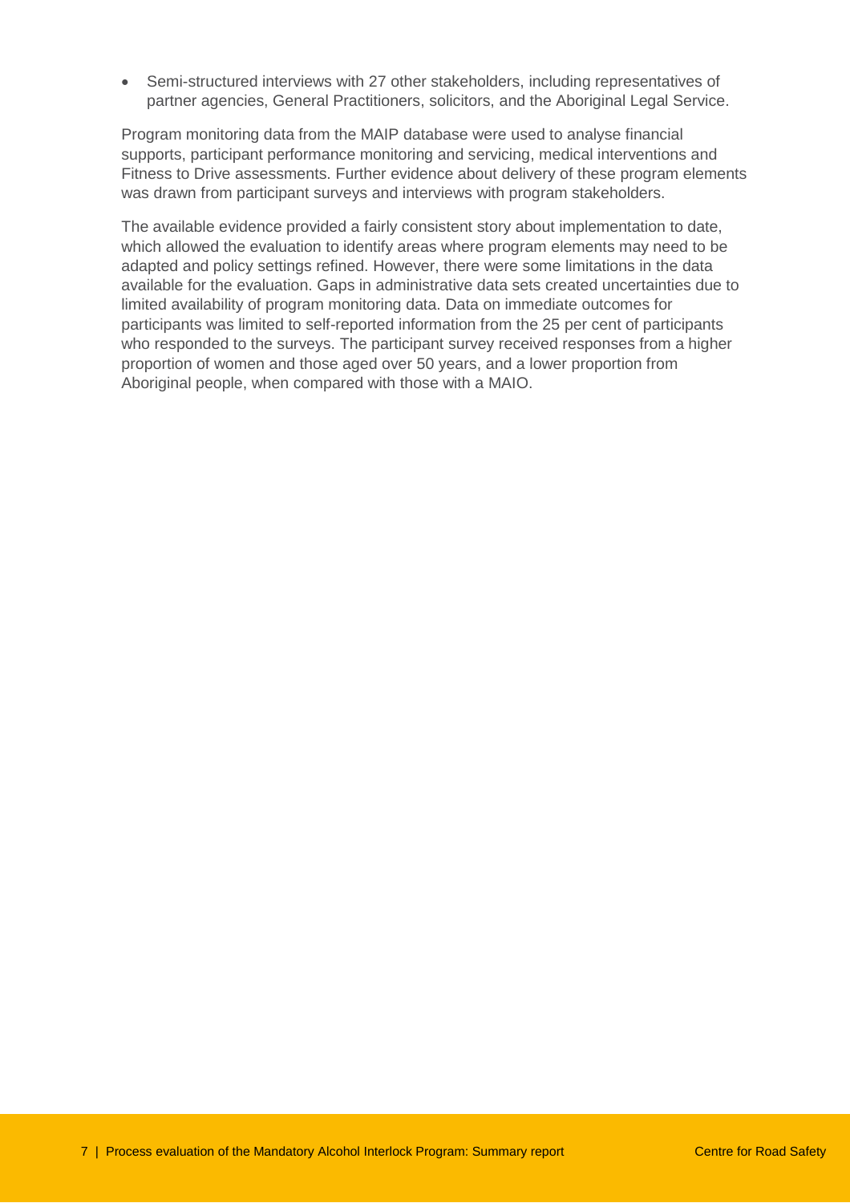- Semi-structured interviews with 27 other stakeholders, including representatives of partner agencies, General Practitioners, solicitors, and the Aboriginal Legal Service.

Program monitoring data from the MAIP database were used to analyse financial supports, participant performance monitoring and servicing, medical interventions and Fitness to Drive assessments. Further evidence about delivery of these program elements was drawn from participant surveys and interviews with program stakeholders.

The available evidence provided a fairly consistent story about implementation to date, which allowed the evaluation to identify areas where program elements may need to be adapted and policy settings refined. However, there were some limitations in the data available for the evaluation. Gaps in administrative data sets created uncertainties due to limited availability of program monitoring data. Data on immediate outcomes for participants was limited to self-reported information from the 25 per cent of participants who responded to the surveys. The participant survey received responses from a higher proportion of women and those aged over 50 years, and a lower proportion from Aboriginal people, when compared with those with a MAIO.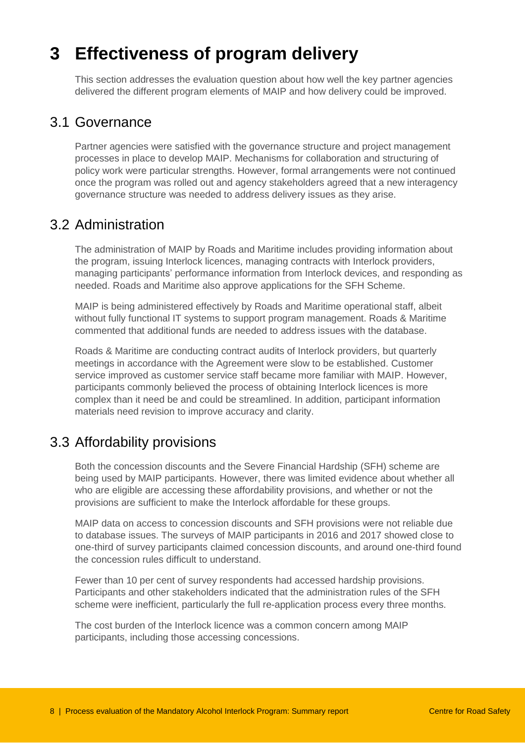# 3 Effectiveness of program delivery

This section addresses the evaluation question about how well the key partner agencies delivered the different program elements of MAIP and how delivery could be improved.

## 3.1 Governance

Partner agencies were satisfied with the governance structure and project management processes in place to develop MAIP. Mechanisms for collaboration and structuring of policy work were particular strengths. However, formal arrangements were not continued once the program was rolled out and agency stakeholders agreed that a new interagency governance structure was needed to address delivery issues as they arise.

## 3.2 Administration

The administration of MAIP by Roads and Maritime includes providing information about the program, issuing Interlock licences, managing contracts with Interlock providers, managing participants' performance information from Interlock devices, and responding as needed. Roads and Maritime also approve applications for the SFH Scheme.

MAIP is being administered effectively by Roads and Maritime operational staff, albeit without fully functional IT systems to support program management. Roads & Maritime commented that additional funds are needed to address issues with the database.

Roads & Maritime are conducting contract audits of Interlock providers, but quarterly meetings in accordance with the Agreement were slow to be established. Customer service improved as customer service staff became more familiar with MAIP. However, participants commonly believed the process of obtaining Interlock licences is more complex than it need be and could be streamlined. In addition, participant information materials need revision to improve accuracy and clarity.

## 3.3 Affordability provisions

Both the concession discounts and the Severe Financial Hardship (SFH) scheme are being used by MAIP participants. However, there was limited evidence about whether all who are eligible are accessing these affordability provisions, and whether or not the provisions are sufficient to make the Interlock affordable for these groups.

MAIP data on access to concession discounts and SFH provisions were not reliable due to database issues. The surveys of MAIP participants in 2016 and 2017 showed close to one-third of survey participants claimed concession discounts, and around one-third found the concession rules difficult to understand.

Fewer than 10 per cent of survey respondents had accessed hardship provisions. Participants and other stakeholders indicated that the administration rules of the SFH scheme were inefficient, particularly the full re-application process every three months.

The cost burden of the Interlock licence was a common concern among MAIP participants, including those accessing concessions.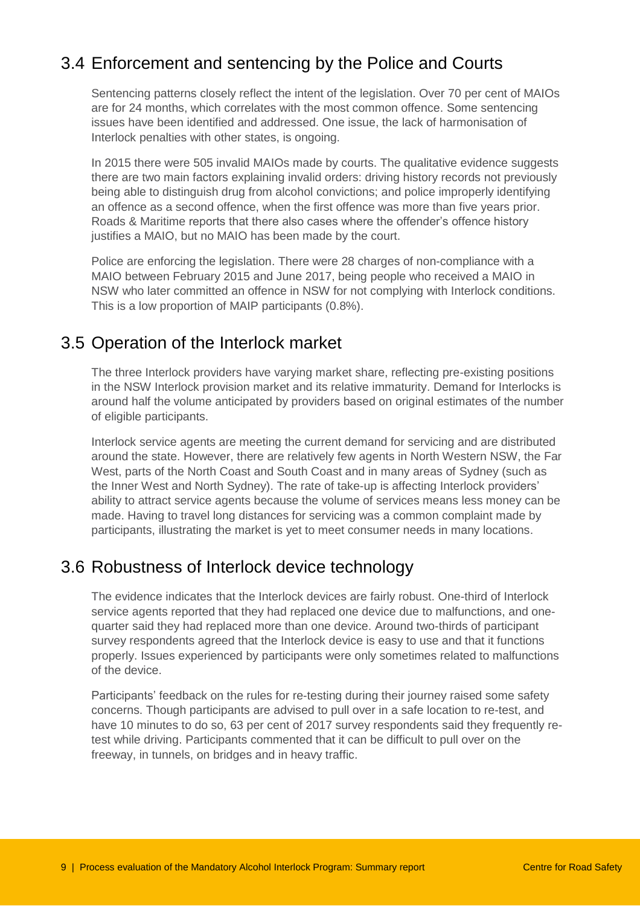## 3.4 Enforcement and sentencing by the Police and Courts

Sentencing patterns closely reflect the intent of the legislation. Over 70 per cent of MAIOs are for 24 months, which correlates with the most common offence. Some sentencing issues have been identified and addressed. One issue, the lack of harmonisation of Interlock penalties with other states, is ongoing.

In 2015 there were 505 invalid MAIOs made by courts. The qualitative evidence suggests there are two main factors explaining invalid orders: driving history records not previously being able to distinguish drug from alcohol convictions; and police improperly identifying an offence as a second offence, when the first offence was more than five years prior. Roads & Maritime reports that there also cases where the offender's offence history justifies a MAIO, but no MAIO has been made by the court.

Police are enforcing the legislation. There were 28 charges of non-compliance with a MAIO between February 2015 and June 2017, being people who received a MAIO in NSW who later committed an offence in NSW for not complying with Interlock conditions. This is a low proportion of MAIP participants (0.8%).

## 3.5 Operation of the Interlock market

The three Interlock providers have varying market share, reflecting pre-existing positions in the NSW Interlock provision market and its relative immaturity. Demand for Interlocks is around half the volume anticipated by providers based on original estimates of the number of eligible participants.

Interlock service agents are meeting the current demand for servicing and are distributed around the state. However, there are relatively few agents in North Western NSW, the Far West, parts of the North Coast and South Coast and in many areas of Sydney (such as the Inner West and North Sydney). The rate of take-up is affecting Interlock providers' ability to attract service agents because the volume of services means less money can be made. Having to travel long distances for servicing was a common complaint made by participants, illustrating the market is yet to meet consumer needs in many locations.

## 3.6 Robustness of Interlock device technology

The evidence indicates that the Interlock devices are fairly robust. One-third of Interlock service agents reported that they had replaced one device due to malfunctions, and one-quarter said they had replaced more than one device. Around two-thirds of participant survey respondents agreed that the Interlock device is easy to use and that it functions properly. Issues experienced by participants were only sometimes related to malfunctions of the device.

Participants' feedback on the rules for re-testing during their journey raised some safety concerns. Though participants are advised to pull over in a safe location to re-test, and have 10 minutes to do so, 63 per cent of 2017 survey respondents said they frequently re-test while driving. Participants commented that it can be difficult to pull over on the freeway, in tunnels, on bridges and in heavy traffic.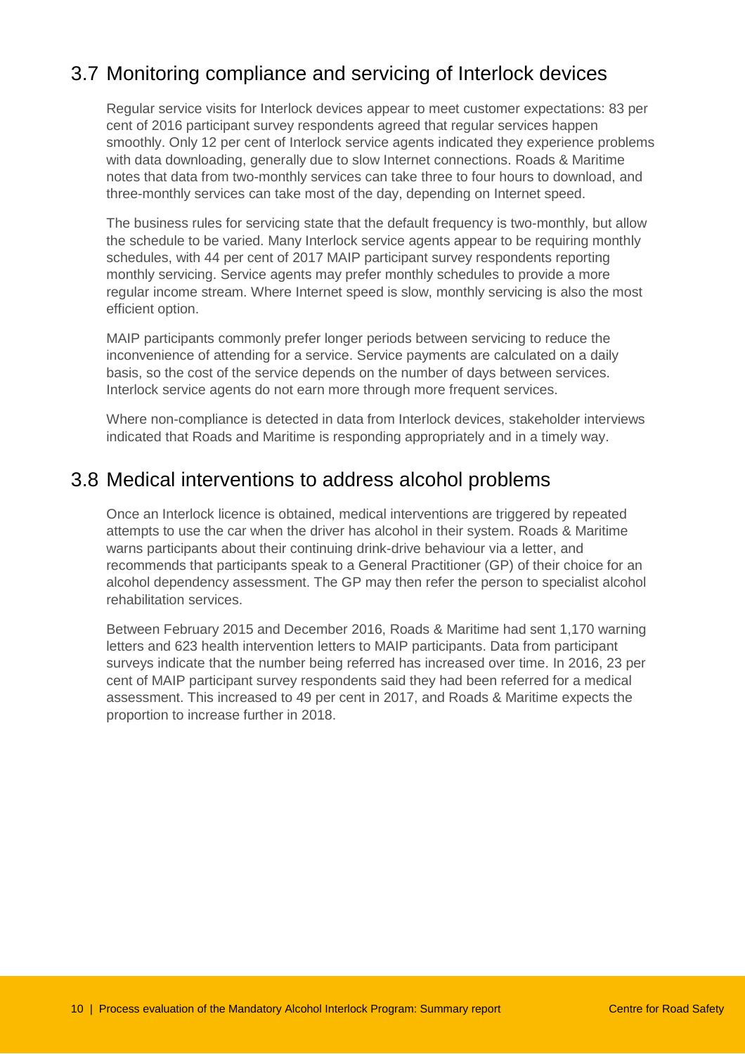## 3.7 Monitoring compliance and servicing of Interlock devices

Regular service visits for Interlock devices appear to meet customer expectations: 83 per cent of 2016 participant survey respondents agreed that regular services happen smoothly. Only 12 per cent of Interlock service agents indicated they experience problems with data downloading, generally due to slow Internet connections. Roads & Maritime notes that data from two-monthly services can take three to four hours to download, and three-monthly services can take most of the day, depending on Internet speed.

The business rules for servicing state that the default frequency is two-monthly, but allow the schedule to be varied. Many Interlock service agents appear to be requiring monthly schedules, with 44 per cent of 2017 MAIP participant survey respondents reporting monthly servicing. Service agents may prefer monthly schedules to provide a more regular income stream. Where Internet speed is slow, monthly servicing is also the most efficient option.

MAIP participants commonly prefer longer periods between servicing to reduce the inconvenience of attending for a service. Service payments are calculated on a daily basis, so the cost of the service depends on the number of days between services. Interlock service agents do not earn more through more frequent services.

Where non-compliance is detected in data from Interlock devices, stakeholder interviews indicated that Roads and Maritime is responding appropriately and in a timely way.

## 3.8 Medical interventions to address alcohol problems

Once an Interlock licence is obtained, medical interventions are triggered by repeated attempts to use the car when the driver has alcohol in their system. Roads & Maritime warns participants about their continuing drink-drive behaviour via a letter, and recommends that participants speak to a General Practitioner (GP) of their choice for an alcohol dependency assessment. The GP may then refer the person to specialist alcohol rehabilitation services.

Between February 2015 and December 2016, Roads & Maritime had sent 1,170 warning letters and 623 health intervention letters to MAIP participants. Data from participant surveys indicate that the number being referred has increased over time. In 2016, 23 per cent of MAIP participant survey respondents said they had been referred for a medical assessment. This increased to 49 per cent in 2017, and Roads & Maritime expects the proportion to increase further in 2018.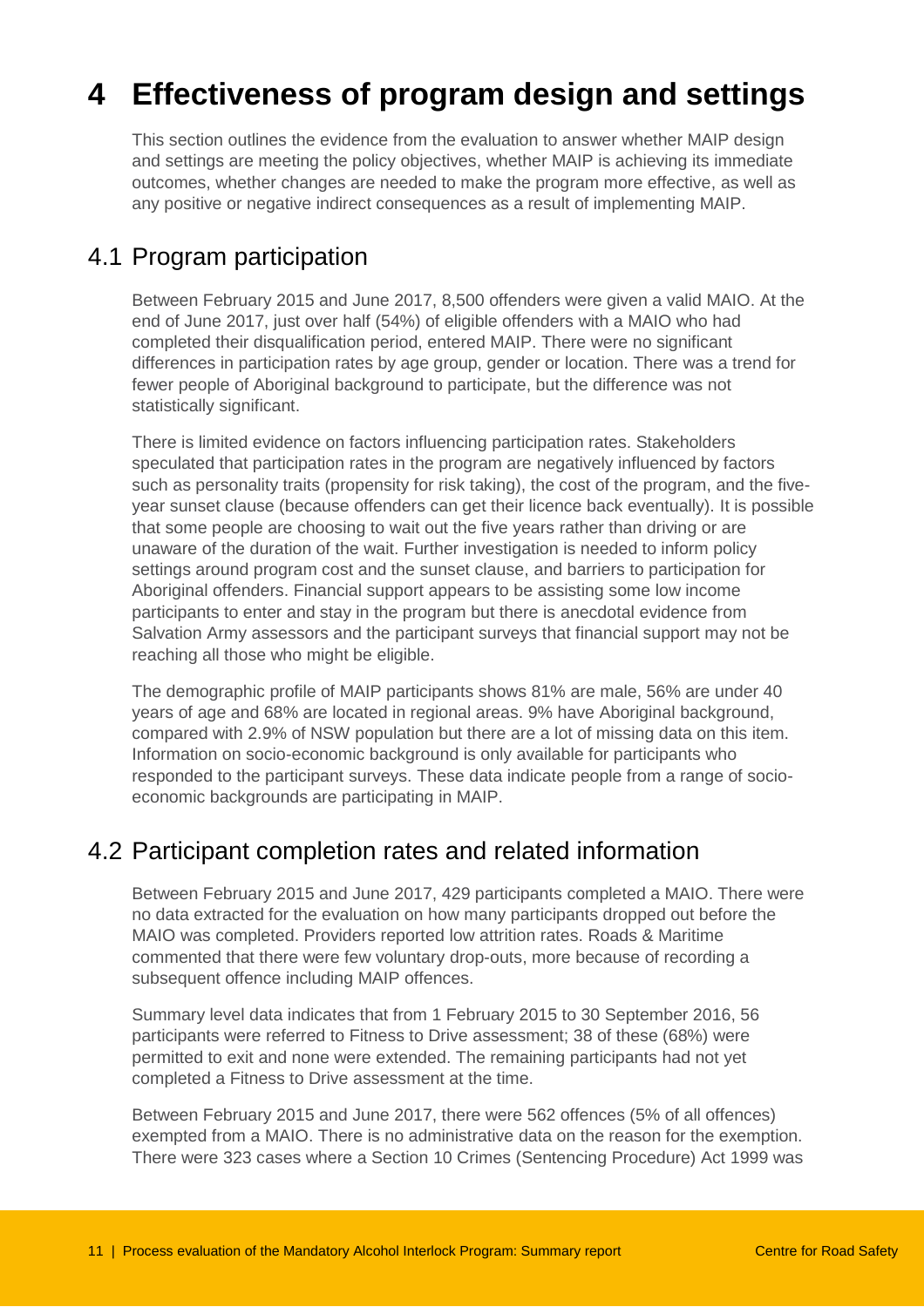# 4 Effectiveness of program design and settings

This section outlines the evidence from the evaluation to answer whether MAIP design and settings are meeting the policy objectives, whether MAIP is achieving its immediate outcomes, whether changes are needed to make the program more effective, as well as any positive or negative indirect consequences as a result of implementing MAIP.

## 4.1 Program participation

Between February 2015 and June 2017, 8,500 offenders were given a valid MAIO. At the end of June 2017, just over half (54%) of eligible offenders with a MAIO who had completed their disqualification period, entered MAIP. There were no significant differences in participation rates by age group, gender or location. There was a trend for fewer people of Aboriginal background to participate, but the difference was not statistically significant.

There is limited evidence on factors influencing participation rates. Stakeholders speculated that participation rates in the program are negatively influenced by factors such as personality traits (propensity for risk taking), the cost of the program, and the five-year sunset clause (because offenders can get their licence back eventually). It is possible that some people are choosing to wait out the five years rather than driving or are unaware of the duration of the wait. Further investigation is needed to inform policy settings around program cost and the sunset clause, and barriers to participation for Aboriginal offenders. Financial support appears to be assisting some low income participants to enter and stay in the program but there is anecdotal evidence from Salvation Army assessors and the participant surveys that financial support may not be reaching all those who might be eligible.

The demographic profile of MAIP participants shows 81% are male, 56% are under 40 years of age and 68% are located in regional areas. 9% have Aboriginal background, compared with 2.9% of NSW population but there are a lot of missing data on this item. Information on socio-economic background is only available for participants who responded to the participant surveys. These data indicate people from a range of socio-economic backgrounds are participating in MAIP.

## 4.2 Participant completion rates and related information

Between February 2015 and June 2017, 429 participants completed a MAIO. There were no data extracted for the evaluation on how many participants dropped out before the MAIO was completed. Providers reported low attrition rates. Roads & Maritime commented that there were few voluntary drop-outs, more because of recording a subsequent offence including MAIP offences.

Summary level data indicates that from 1 February 2015 to 30 September 2016, 56 participants were referred to Fitness to Drive assessment; 38 of these (68%) were permitted to exit and none were extended. The remaining participants had not yet completed a Fitness to Drive assessment at the time.

Between February 2015 and June 2017, there were 562 offences (5% of all offences) exempted from a MAIO. There is no administrative data on the reason for the exemption. There were 323 cases where a Section 10 Crimes (Sentencing Procedure) Act 1999 was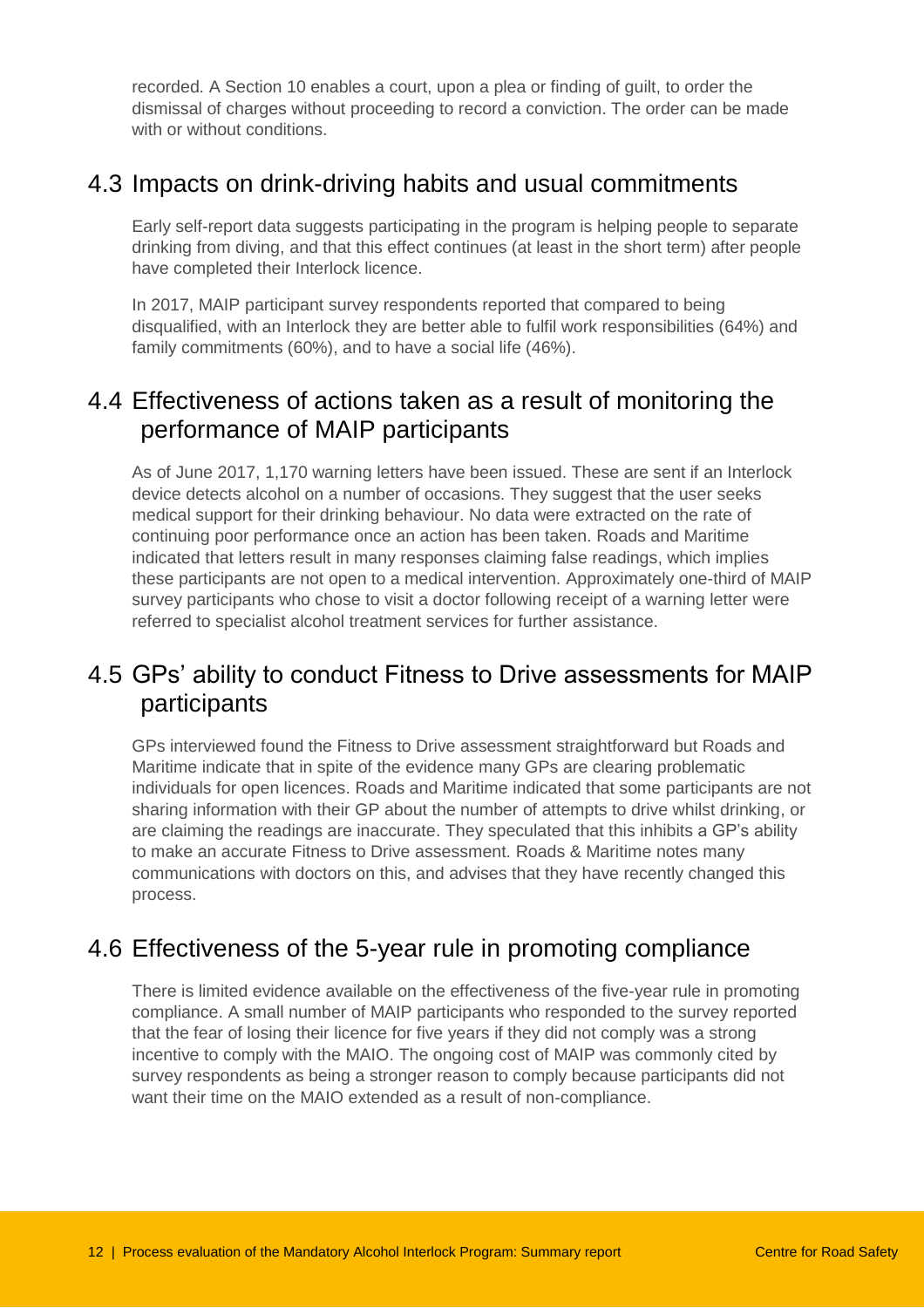recorded. A Section 10 enables a court, upon a plea or finding of guilt, to order the dismissal of charges without proceeding to record a conviction. The order can be made with or without conditions.

## 4.3 Impacts on drink-driving habits and usual commitments

Early self-report data suggests participating in the program is helping people to separate drinking from diving, and that this effect continues (at least in the short term) after people have completed their Interlock licence.

In 2017, MAIP participant survey respondents reported that compared to being disqualified, with an Interlock they are better able to fulfil work responsibilities (64%) and family commitments (60%), and to have a social life (46%).

## 4.4 Effectiveness of actions taken as a result of monitoring the performance of MAIP participants

As of June 2017, 1,170 warning letters have been issued. These are sent if an Interlock device detects alcohol on a number of occasions. They suggest that the user seeks medical support for their drinking behaviour. No data were extracted on the rate of continuing poor performance once an action has been taken. Roads and Maritime indicated that letters result in many responses claiming false readings, which implies these participants are not open to a medical intervention. Approximately one-third of MAIP survey participants who chose to visit a doctor following receipt of a warning letter were referred to specialist alcohol treatment services for further assistance.

## 4.5 GPs' ability to conduct Fitness to Drive assessments for MAIP participants

GPs interviewed found the Fitness to Drive assessment straightforward but Roads and Maritime indicate that in spite of the evidence many GPs are clearing problematic individuals for open licences. Roads and Maritime indicated that some participants are not sharing information with their GP about the number of attempts to drive whilst drinking, or are claiming the readings are inaccurate. They speculated that this inhibits a GP's ability to make an accurate Fitness to Drive assessment. Roads & Maritime notes many communications with doctors on this, and advises that they have recently changed this process.

## 4.6 Effectiveness of the 5-year rule in promoting compliance

There is limited evidence available on the effectiveness of the five-year rule in promoting compliance. A small number of MAIP participants who responded to the survey reported that the fear of losing their licence for five years if they did not comply was a strong incentive to comply with the MAIO. The ongoing cost of MAIP was commonly cited by survey respondents as being a stronger reason to comply because participants did not want their time on the MAIO extended as a result of non-compliance.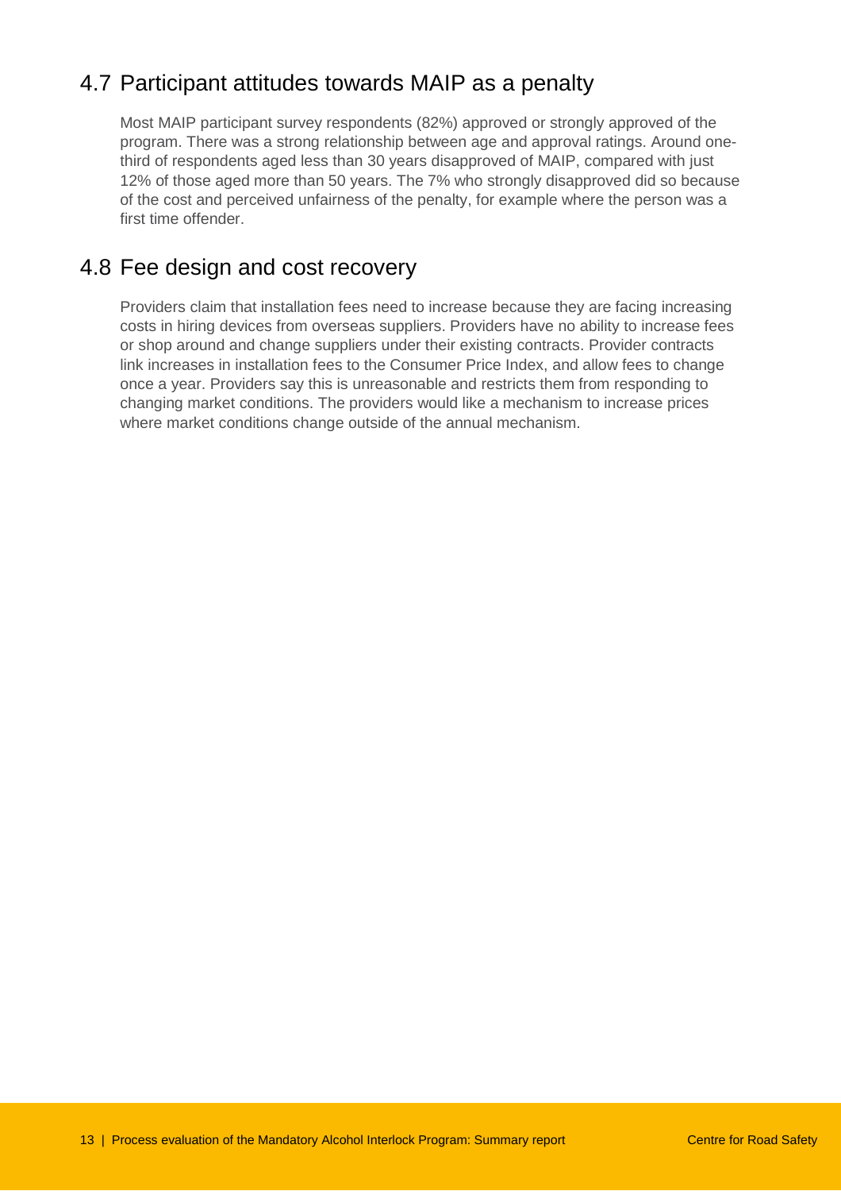## 4.7 Participant attitudes towards MAIP as a penalty

Most MAIP participant survey respondents (82%) approved or strongly approved of the program. There was a strong relationship between age and approval ratings. Around one-third of respondents aged less than 30 years disapproved of MAIP, compared with just 12% of those aged more than 50 years. The 7% who strongly disapproved did so because of the cost and perceived unfairness of the penalty, for example where the person was a first time offender.

## 4.8 Fee design and cost recovery

Providers claim that installation fees need to increase because they are facing increasing costs in hiring devices from overseas suppliers. Providers have no ability to increase fees or shop around and change suppliers under their existing contracts. Provider contracts link increases in installation fees to the Consumer Price Index, and allow fees to change once a year. Providers say this is unreasonable and restricts them from responding to changing market conditions. The providers would like a mechanism to increase prices where market conditions change outside of the annual mechanism.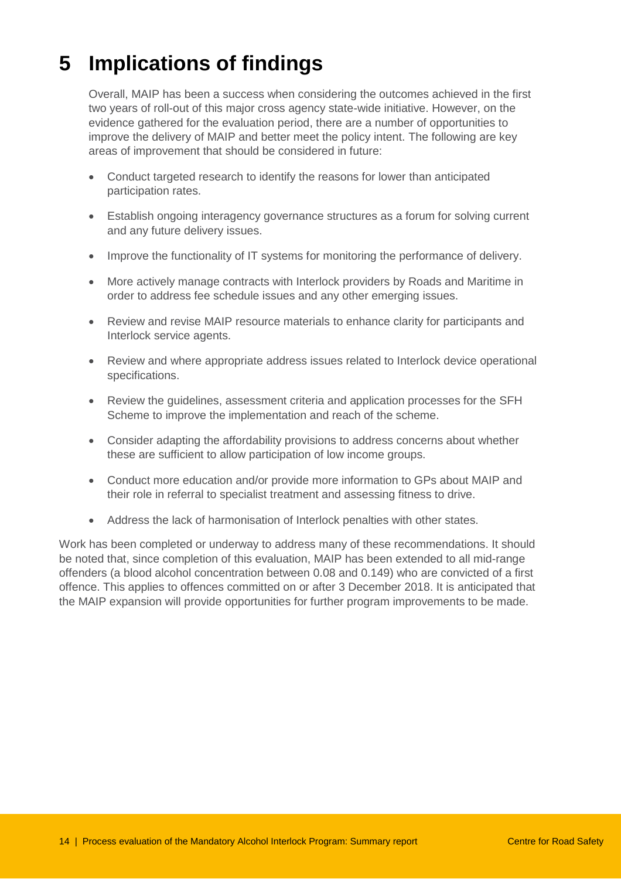# 5 Implications of findings

Overall, MAIP has been a success when considering the outcomes achieved in the first two years of roll-out of this major cross agency state-wide initiative. However, on the evidence gathered for the evaluation period, there are a number of opportunities to improve the delivery of MAIP and better meet the policy intent. The following are key areas of improvement that should be considered in future:

- Conduct targeted research to identify the reasons for lower than anticipated participation rates.
- Establish ongoing interagency governance structures as a forum for solving current and any future delivery issues.
- Improve the functionality of IT systems for monitoring the performance of delivery.
- More actively manage contracts with Interlock providers by Roads and Maritime in order to address fee schedule issues and any other emerging issues.
- Review and revise MAIP resource materials to enhance clarity for participants and Interlock service agents.
- Review and where appropriate address issues related to Interlock device operational specifications.
- Review the guidelines, assessment criteria and application processes for the SFH Scheme to improve the implementation and reach of the scheme.
- Consider adapting the affordability provisions to address concerns about whether these are sufficient to allow participation of low income groups.
- Conduct more education and/or provide more information to GPs about MAIP and their role in referral to specialist treatment and assessing fitness to drive.
- Address the lack of harmonisation of Interlock penalties with other states.

Work has been completed or underway to address many of these recommendations. It should be noted that, since completion of this evaluation, MAIP has been extended to all mid-range offenders (a blood alcohol concentration between 0.08 and 0.149) who are convicted of a first offence. This applies to offences committed on or after 3 December 2018. It is anticipated that the MAIP expansion will provide opportunities for further program improvements to be made.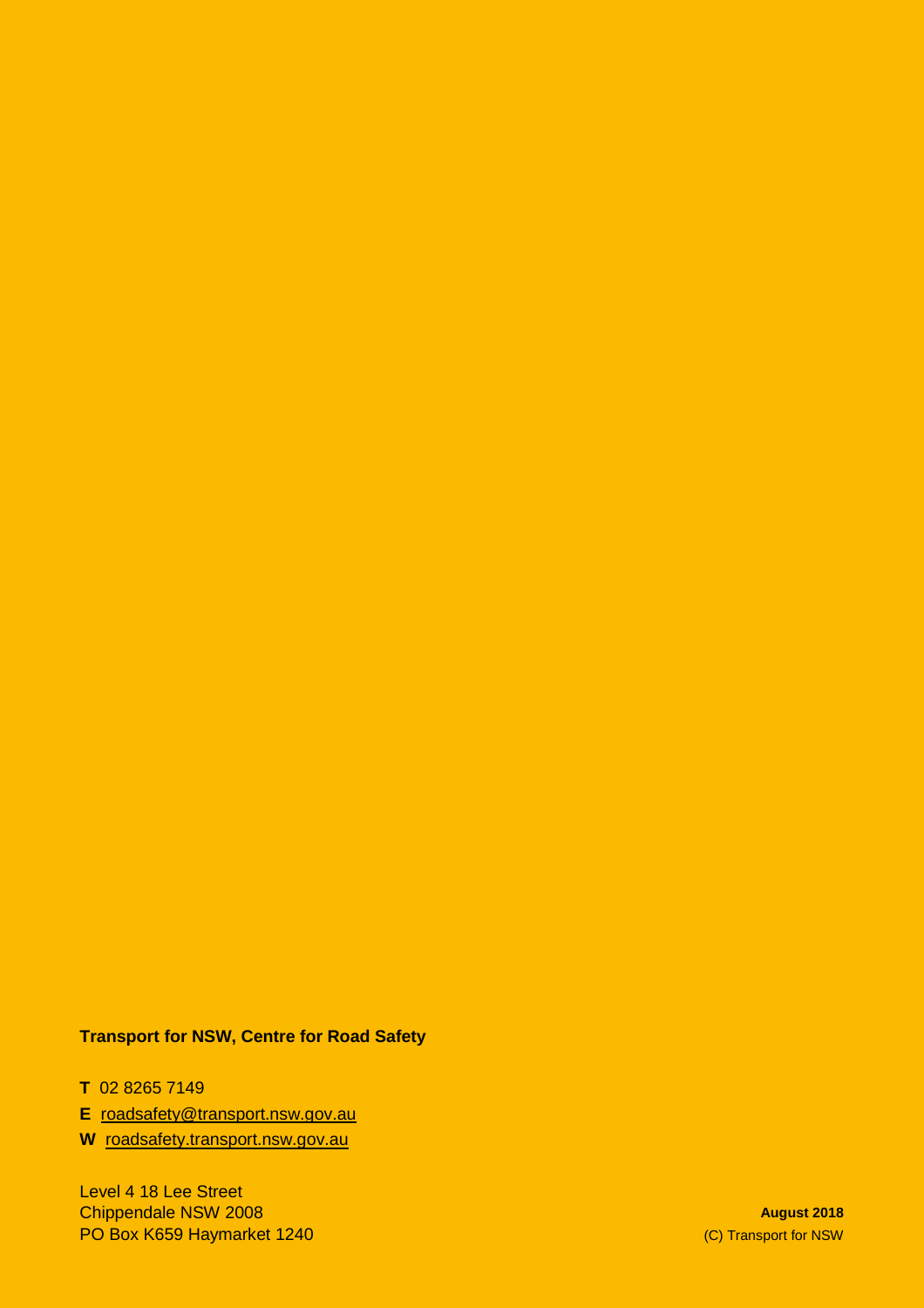**Transport for NSW, Centre for Road Safety**

**T** 02 8265 7149

**E** roadsafety@transport.nsw.gov.au

**W** roadsafety.transport.nsw.gov.au

Level 4 18 Lee Street
Chippendale NSW 2008
PO Box K659 Haymarket 1240

**August 2018**
(C) Transport for NSW